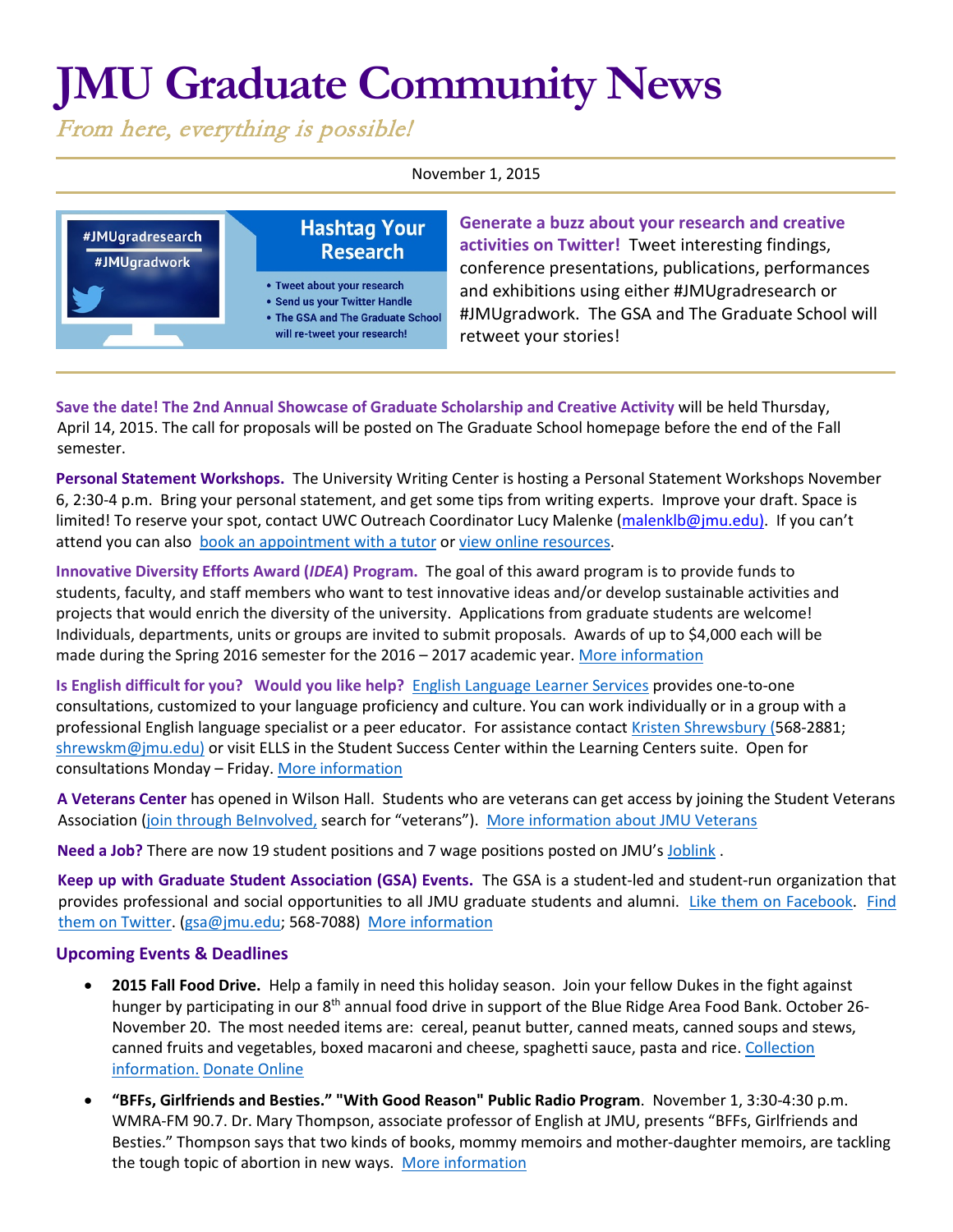# JMU Graduate Community News

*From here, everything is possible!*

November 1, 2015

#JMUgradresearch
#JMUgradwork

**Hashtag Your Research**

- Tweet about your research
- Send us your Twitter Handle
- The GSA and The Graduate School will re-tweet your research!

**Generate a buzz about your research and creative activities on Twitter!** Tweet interesting findings, conference presentations, publications, performances and exhibitions using either #JMUgradresearch or #JMUgradwork. The GSA and The Graduate School will retweet your stories!

**Save the date! The 2nd Annual Showcase of Graduate Scholarship and Creative Activity** will be held Thursday, April 14, 2015. The call for proposals will be posted on The Graduate School homepage before the end of the Fall semester.

**Personal Statement Workshops.** The University Writing Center is hosting a Personal Statement Workshops November 6, 2:30-4 p.m. Bring your personal statement, and get some tips from writing experts. Improve your draft. Space is limited! To reserve your spot, contact UWC Outreach Coordinator Lucy Malenke (malenklb@jmu.edu). If you can't attend you can also book an appointment with a tutor or view online resources.

**Innovative Diversity Efforts Award (*IDEA*) Program.** The goal of this award program is to provide funds to students, faculty, and staff members who want to test innovative ideas and/or develop sustainable activities and projects that would enrich the diversity of the university. Applications from graduate students are welcome! Individuals, departments, units or groups are invited to submit proposals. Awards of up to $4,000 each will be made during the Spring 2016 semester for the 2016 – 2017 academic year. More information

**Is English difficult for you? Would you like help?** English Language Learner Services provides one-to-one consultations, customized to your language proficiency and culture. You can work individually or in a group with a professional English language specialist or a peer educator. For assistance contact Kristen Shrewsbury (568-2881; shrewskm@jmu.edu) or visit ELLS in the Student Success Center within the Learning Centers suite. Open for consultations Monday – Friday. More information

**A Veterans Center** has opened in Wilson Hall. Students who are veterans can get access by joining the Student Veterans Association (join through BeInvolved, search for "veterans"). More information about JMU Veterans

**Need a Job?** There are now 19 student positions and 7 wage positions posted on JMU's Joblink .

**Keep up with Graduate Student Association (GSA) Events.** The GSA is a student-led and student-run organization that provides professional and social opportunities to all JMU graduate students and alumni. Like them on Facebook. Find them on Twitter. (gsa@jmu.edu; 568-7088) More information

## Upcoming Events & Deadlines

- **2015 Fall Food Drive.** Help a family in need this holiday season. Join your fellow Dukes in the fight against hunger by participating in our 8th annual food drive in support of the Blue Ridge Area Food Bank. October 26-November 20. The most needed items are: cereal, peanut butter, canned meats, canned soups and stews, canned fruits and vegetables, boxed macaroni and cheese, spaghetti sauce, pasta and rice. Collection information. Donate Online
- **"BFFs, Girlfriends and Besties." "With Good Reason" Public Radio Program.** November 1, 3:30-4:30 p.m. WMRA-FM 90.7. Dr. Mary Thompson, associate professor of English at JMU, presents "BFFs, Girlfriends and Besties." Thompson says that two kinds of books, mommy memoirs and mother-daughter memoirs, are tackling the tough topic of abortion in new ways. More information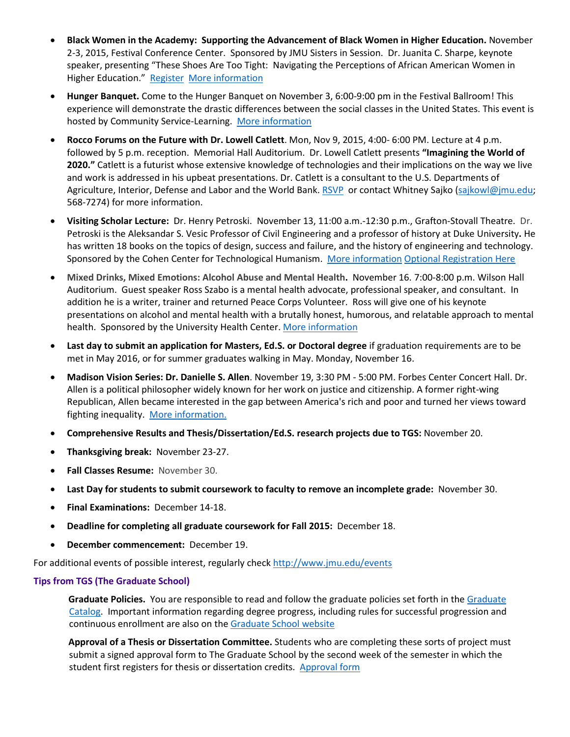- **Black Women in the Academy: Supporting the Advancement of Black Women in Higher Education.** November 2-3, 2015, Festival Conference Center. Sponsored by JMU Sisters in Session. Dr. Juanita C. Sharpe, keynote speaker, presenting "These Shoes Are Too Tight: Navigating the Perceptions of African American Women in Higher Education." Register More information

- **Hunger Banquet.** Come to the Hunger Banquet on November 3, 6:00-9:00 pm in the Festival Ballroom! This experience will demonstrate the drastic differences between the social classes in the United States. This event is hosted by Community Service-Learning. More information

- **Rocco Forums on the Future with Dr. Lowell Catlett**. Mon, Nov 9, 2015, 4:00- 6:00 PM. Lecture at 4 p.m. followed by 5 p.m. reception. Memorial Hall Auditorium. Dr. Lowell Catlett presents **"Imagining the World of 2020."** Catlett is a futurist whose extensive knowledge of technologies and their implications on the way we live and work is addressed in his upbeat presentations. Dr. Catlett is a consultant to the U.S. Departments of Agriculture, Interior, Defense and Labor and the World Bank. RSVP or contact Whitney Sajko (sajkowl@jmu.edu; 568-7274) for more information.

- **Visiting Scholar Lecture:** Dr. Henry Petroski. November 13, 11:00 a.m.-12:30 p.m., Grafton-Stovall Theatre. Dr. Petroski is the Aleksandar S. Vesic Professor of Civil Engineering and a professor of history at Duke University**.** He has written 18 books on the topics of design, success and failure, and the history of engineering and technology. Sponsored by the Cohen Center for Technological Humanism. More information Optional Registration Here

- **Mixed Drinks, Mixed Emotions: Alcohol Abuse and Mental Health.** November 16. 7:00-8:00 p.m. Wilson Hall Auditorium. Guest speaker Ross Szabo is a mental health advocate, professional speaker, and consultant. In addition he is a writer, trainer and returned Peace Corps Volunteer. Ross will give one of his keynote presentations on alcohol and mental health with a brutally honest, humorous, and relatable approach to mental health. Sponsored by the University Health Center. More information

- **Last day to submit an application for Masters, Ed.S. or Doctoral degree** if graduation requirements are to be met in May 2016, or for summer graduates walking in May. Monday, November 16.

- **Madison Vision Series: Dr. Danielle S. Allen**. November 19, 3:30 PM - 5:00 PM. Forbes Center Concert Hall. Dr. Allen is a political philosopher widely known for her work on justice and citizenship. A former right-wing Republican, Allen became interested in the gap between America's rich and poor and turned her views toward fighting inequality. More information.

- **Comprehensive Results and Thesis/Dissertation/Ed.S. research projects due to TGS:** November 20.

- **Thanksgiving break:** November 23-27.

- **Fall Classes Resume:** November 30.

- **Last Day for students to submit coursework to faculty to remove an incomplete grade:** November 30.

- **Final Examinations:** December 14-18.

- **Deadline for completing all graduate coursework for Fall 2015:** December 18.

- **December commencement:** December 19.

For additional events of possible interest, regularly check http://www.jmu.edu/events

### Tips from TGS (The Graduate School)

**Graduate Policies.** You are responsible to read and follow the graduate policies set forth in the Graduate Catalog. Important information regarding degree progress, including rules for successful progression and continuous enrollment are also on the Graduate School website

**Approval of a Thesis or Dissertation Committee.** Students who are completing these sorts of project must submit a signed approval form to The Graduate School by the second week of the semester in which the student first registers for thesis or dissertation credits. Approval form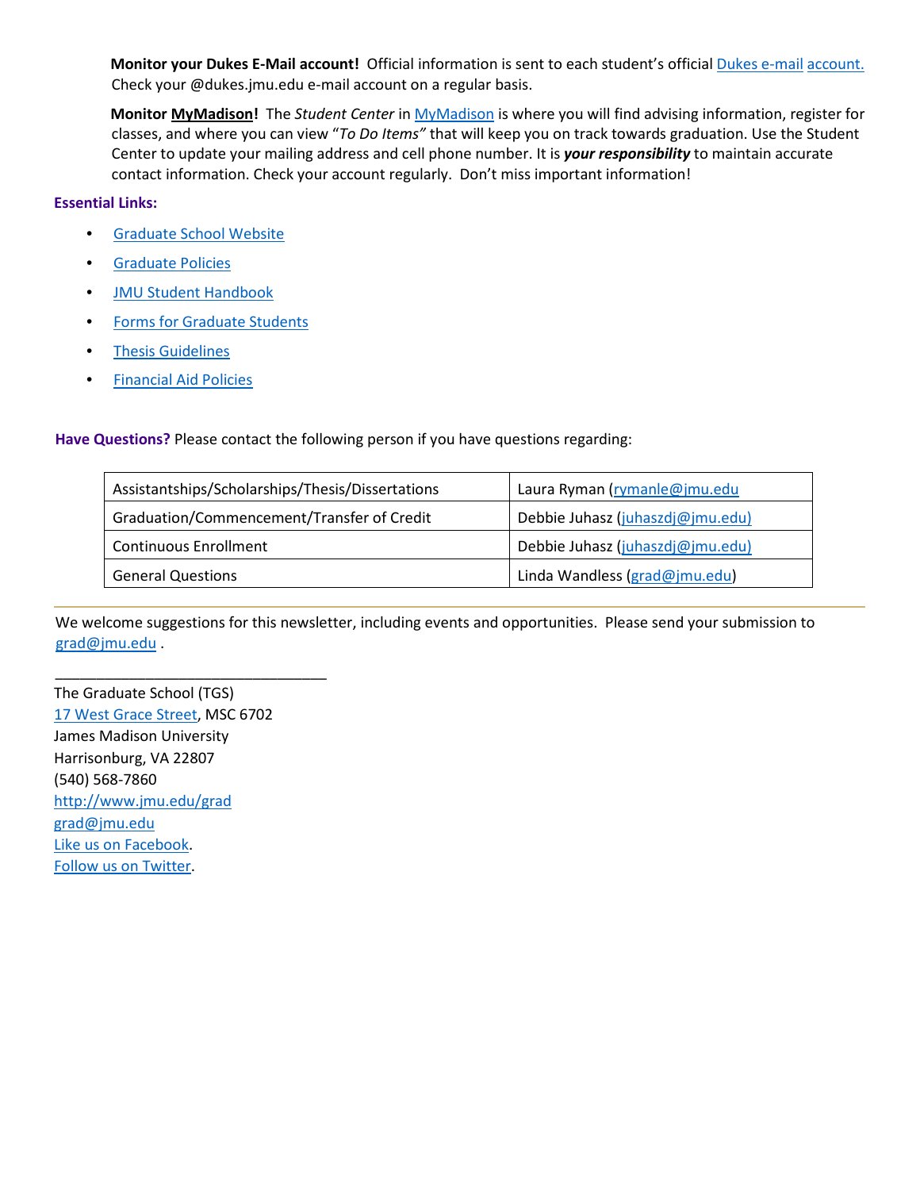**Monitor your Dukes E-Mail account!** Official information is sent to each student's official Dukes e-mail account. Check your @dukes.jmu.edu e-mail account on a regular basis.

**Monitor MyMadison!** The *Student Center* in MyMadison is where you will find advising information, register for classes, and where you can view "*To Do Items"* that will keep you on track towards graduation. Use the Student Center to update your mailing address and cell phone number. It is ***your responsibility*** to maintain accurate contact information. Check your account regularly. Don't miss important information!

**Essential Links:**

- Graduate School Website
- Graduate Policies
- JMU Student Handbook
- Forms for Graduate Students
- Thesis Guidelines
- Financial Aid Policies

**Have Questions?** Please contact the following person if you have questions regarding:

| | |
|---|---|
| Assistantships/Scholarships/Thesis/Dissertations | Laura Ryman (rymanle@jmu.edu |
| Graduation/Commencement/Transfer of Credit | Debbie Juhasz (juhaszdj@jmu.edu) |
| Continuous Enrollment | Debbie Juhasz (juhaszdj@jmu.edu) |
| General Questions | Linda Wandless (grad@jmu.edu) |

---

We welcome suggestions for this newsletter, including events and opportunities. Please send your submission to grad@jmu.edu .

---

The Graduate School (TGS)
17 West Grace Street, MSC 6702
James Madison University
Harrisonburg, VA 22807
(540) 568-7860
http://www.jmu.edu/grad
grad@jmu.edu
Like us on Facebook.
Follow us on Twitter.